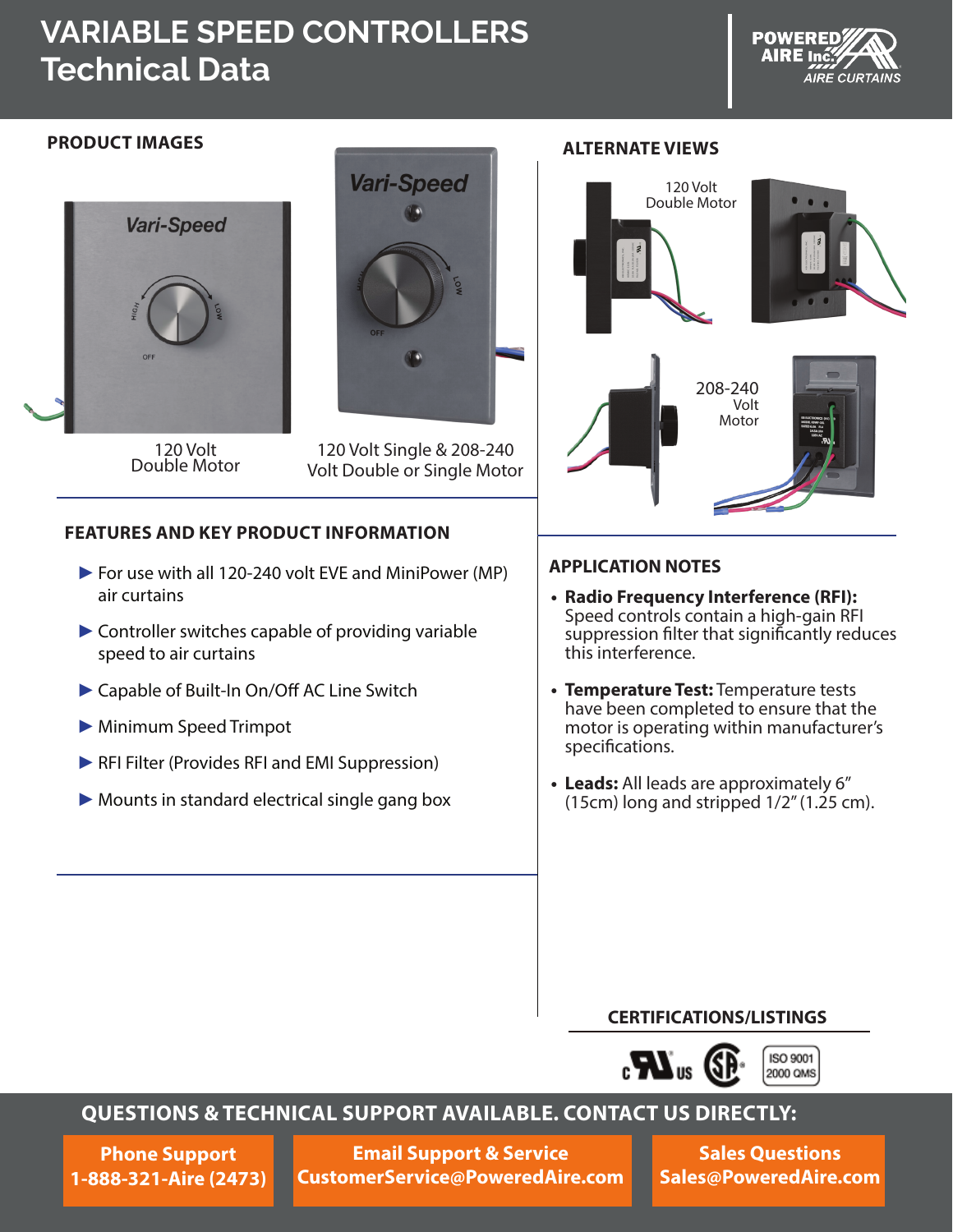# VARIABLE SPEED CONTROLLERS
# Technical Data

## PRODUCT IMAGES

120 Volt Double Motor

120 Volt Single & 208-240 Volt Double or Single Motor

## ALTERNATE VIEWS

120 Volt Double Motor

208-240 Volt Motor

## FEATURES AND KEY PRODUCT INFORMATION

- ▶ For use with all 120-240 volt EVE and MiniPower (MP) air curtains
- ▶ Controller switches capable of providing variable speed to air curtains
- ▶ Capable of Built-In On/Off AC Line Switch
- ▶ Minimum Speed Trimpot
- ▶ RFI Filter (Provides RFI and EMI Suppression)
- ▶ Mounts in standard electrical single gang box

## APPLICATION NOTES

- **Radio Frequency Interference (RFI):** Speed controls contain a high-gain RFI suppression filter that significantly reduces this interference.
- **Temperature Test:** Temperature tests have been completed to ensure that the motor is operating within manufacturer's specifications.
- **Leads:** All leads are approximately 6" (15cm) long and stripped 1/2" (1.25 cm).

## CERTIFICATIONS/LISTINGS

ISO 9001 2000 QMS

## QUESTIONS & TECHNICAL SUPPORT AVAILABLE. CONTACT US DIRECTLY:

**Phone Support**
1-888-321-Aire (2473)

**Email Support & Service**
CustomerService@PoweredAire.com

**Sales Questions**
Sales@PoweredAire.com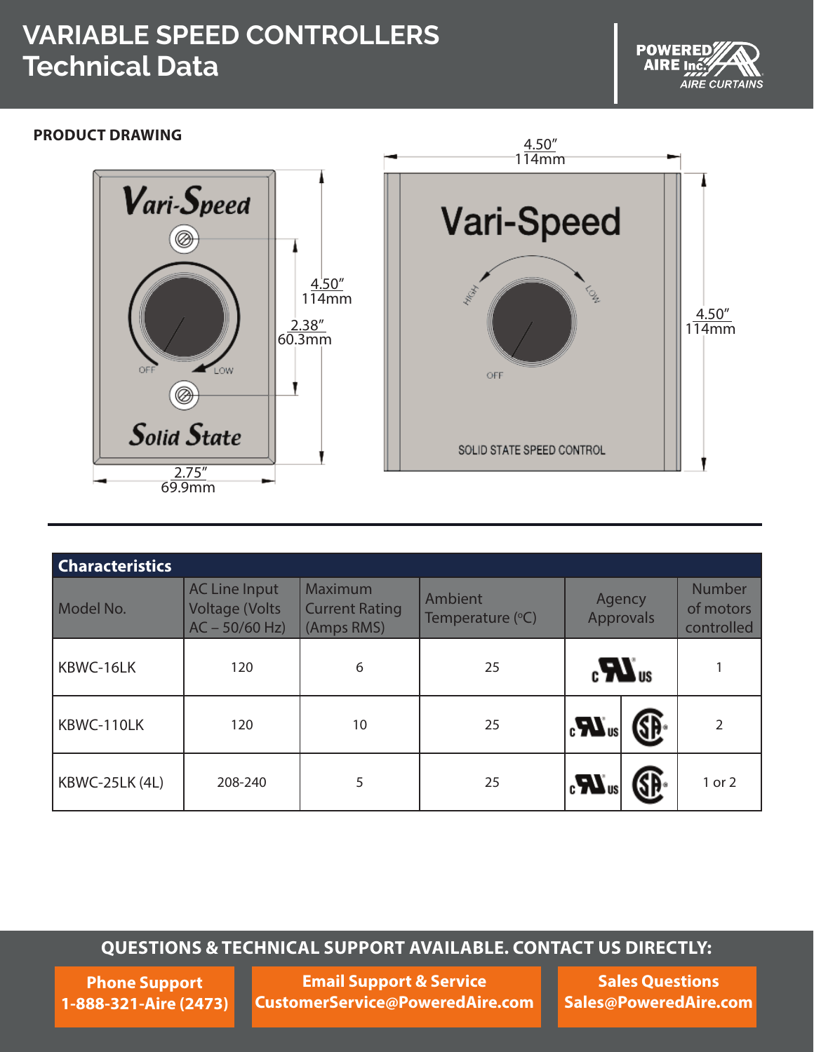# VARIABLE SPEED CONTROLLERS
## Technical Data

POWERED AIRE Inc. AIRE CURTAINS

### PRODUCT DRAWING

Vari-Speed

OFF LOW

Solid State

4.50″ 114mm

2.38″ 60.3mm

2.75″ 69.9mm

4.50″ 114mm

Vari-Speed

HIGH LOW

OFF

SOLID STATE SPEED CONTROL

4.50″ 114mm

| Characteristics | | | | | |
|---|---|---|---|---|---|
| Model No. | AC Line Input Voltage (Volts AC – 50/60 Hz) | Maximum Current Rating (Amps RMS) | Ambient Temperature (°C) | Agency Approvals | Number of motors controlled |
| KBWC-16LK | 120 | 6 | 25 | cULus | 1 |
| KBWC-110LK | 120 | 10 | 25 | cULus, CSA | 2 |
| KBWC-25LK (4L) | 208-240 | 5 | 25 | cULus, CSA | 1 or 2 |

**QUESTIONS & TECHNICAL SUPPORT AVAILABLE. CONTACT US DIRECTLY:**

**Phone Support**
**1-888-321-Aire (2473)**

**Email Support & Service**
**CustomerService@PoweredAire.com**

**Sales Questions**
**Sales@PoweredAire.com**